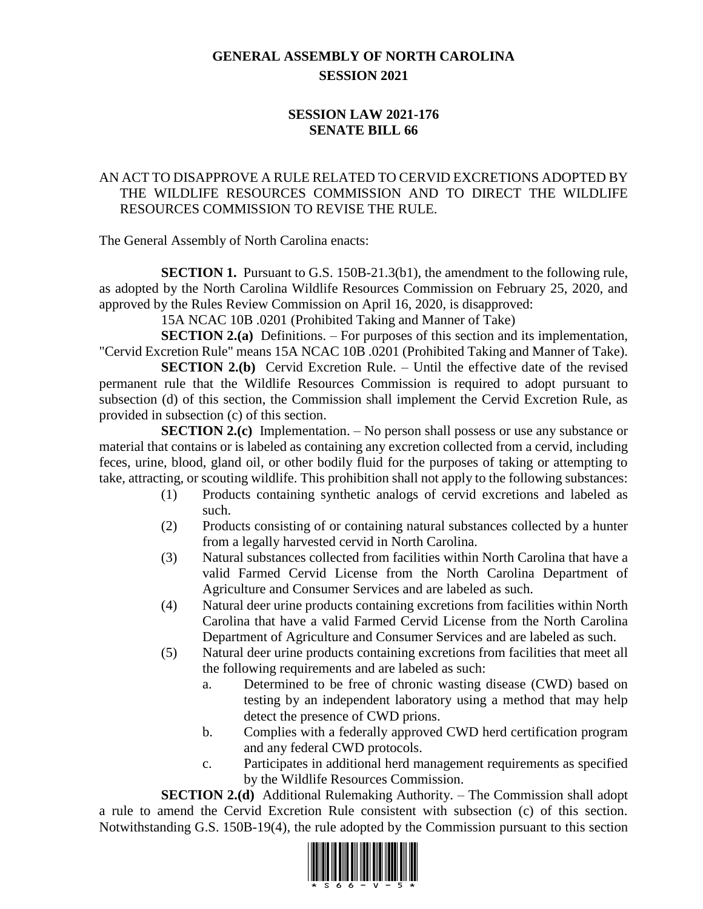# GENERAL ASSEMBLY OF NORTH CAROLINA
## SESSION 2021

### SESSION LAW 2021-176
### SENATE BILL 66

AN ACT TO DISAPPROVE A RULE RELATED TO CERVID EXCRETIONS ADOPTED BY THE WILDLIFE RESOURCES COMMISSION AND TO DIRECT THE WILDLIFE RESOURCES COMMISSION TO REVISE THE RULE.

The General Assembly of North Carolina enacts:

**SECTION 1.** Pursuant to G.S. 150B-21.3(b1), the amendment to the following rule, as adopted by the North Carolina Wildlife Resources Commission on February 25, 2020, and approved by the Rules Review Commission on April 16, 2020, is disapproved:

15A NCAC 10B .0201 (Prohibited Taking and Manner of Take)

**SECTION 2.(a)** Definitions. – For purposes of this section and its implementation, "Cervid Excretion Rule" means 15A NCAC 10B .0201 (Prohibited Taking and Manner of Take).

**SECTION 2.(b)** Cervid Excretion Rule. – Until the effective date of the revised permanent rule that the Wildlife Resources Commission is required to adopt pursuant to subsection (d) of this section, the Commission shall implement the Cervid Excretion Rule, as provided in subsection (c) of this section.

**SECTION 2.(c)** Implementation. – No person shall possess or use any substance or material that contains or is labeled as containing any excretion collected from a cervid, including feces, urine, blood, gland oil, or other bodily fluid for the purposes of taking or attempting to take, attracting, or scouting wildlife. This prohibition shall not apply to the following substances:

(1) Products containing synthetic analogs of cervid excretions and labeled as such.

(2) Products consisting of or containing natural substances collected by a hunter from a legally harvested cervid in North Carolina.

(3) Natural substances collected from facilities within North Carolina that have a valid Farmed Cervid License from the North Carolina Department of Agriculture and Consumer Services and are labeled as such.

(4) Natural deer urine products containing excretions from facilities within North Carolina that have a valid Farmed Cervid License from the North Carolina Department of Agriculture and Consumer Services and are labeled as such.

(5) Natural deer urine products containing excretions from facilities that meet all the following requirements and are labeled as such:

   a. Determined to be free of chronic wasting disease (CWD) based on testing by an independent laboratory using a method that may help detect the presence of CWD prions.

   b. Complies with a federally approved CWD herd certification program and any federal CWD protocols.

   c. Participates in additional herd management requirements as specified by the Wildlife Resources Commission.

**SECTION 2.(d)** Additional Rulemaking Authority. – The Commission shall adopt a rule to amend the Cervid Excretion Rule consistent with subsection (c) of this section. Notwithstanding G.S. 150B-19(4), the rule adopted by the Commission pursuant to this section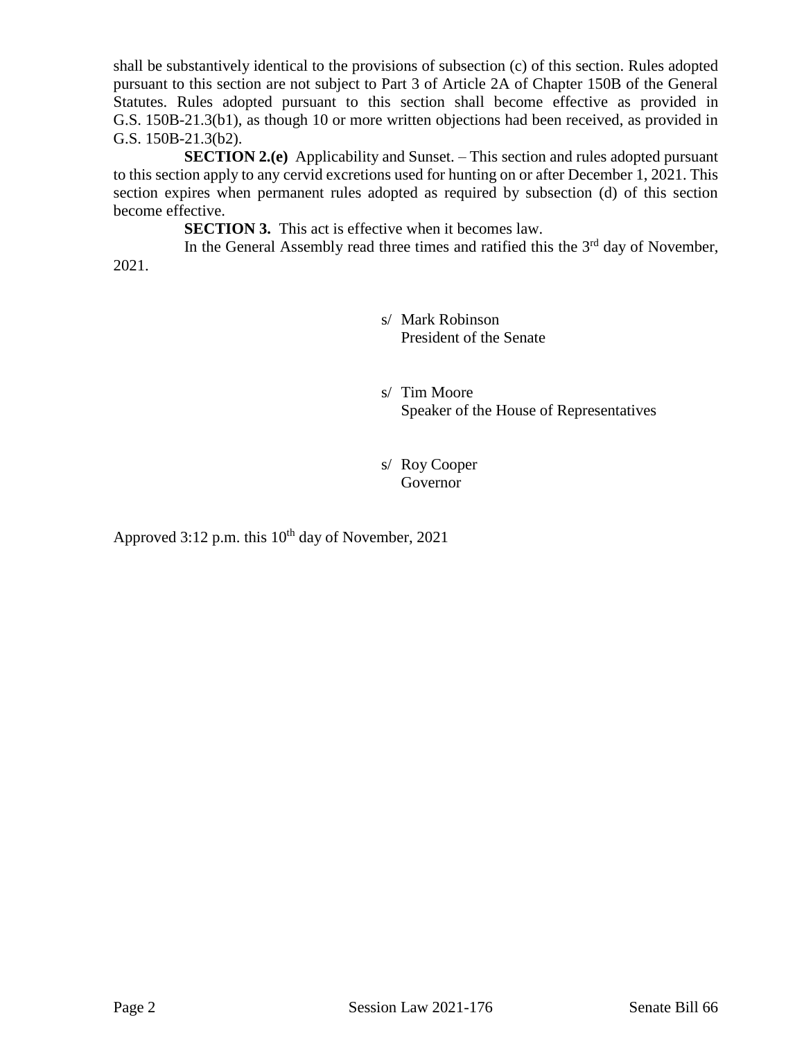shall be substantively identical to the provisions of subsection (c) of this section. Rules adopted pursuant to this section are not subject to Part 3 of Article 2A of Chapter 150B of the General Statutes. Rules adopted pursuant to this section shall become effective as provided in G.S. 150B-21.3(b1), as though 10 or more written objections had been received, as provided in G.S. 150B-21.3(b2).

**SECTION 2.(e)** Applicability and Sunset. – This section and rules adopted pursuant to this section apply to any cervid excretions used for hunting on or after December 1, 2021. This section expires when permanent rules adopted as required by subsection (d) of this section become effective.

**SECTION 3.** This act is effective when it becomes law.

In the General Assembly read three times and ratified this the 3rd day of November, 2021.

s/ Mark Robinson
President of the Senate

s/ Tim Moore
Speaker of the House of Representatives

s/ Roy Cooper
Governor

Approved 3:12 p.m. this 10th day of November, 2021